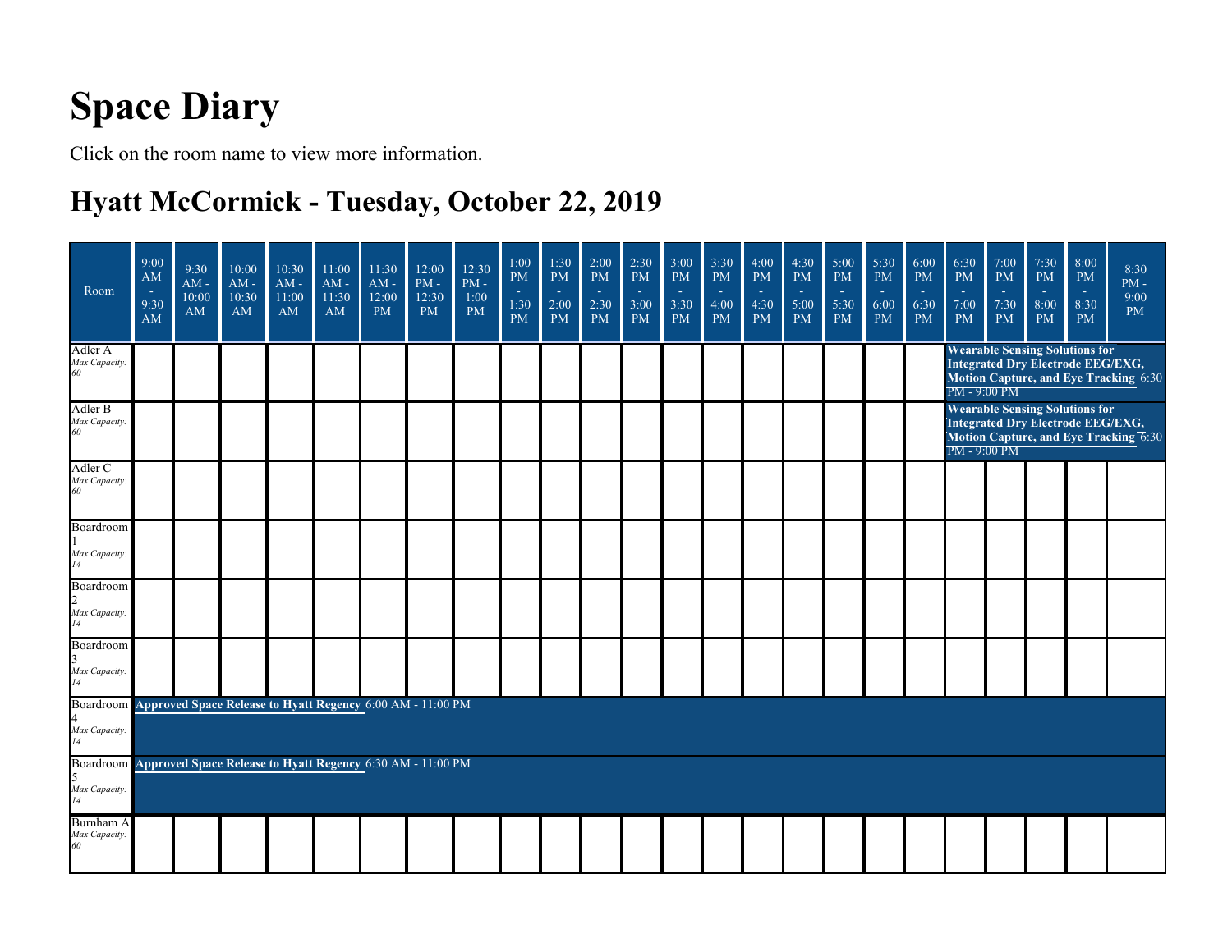# Space Diary

Click on the room name to view more information.

## Hyatt McCormick - Tuesday, October 22, 2019

| Room | 9:00 AM - 9:30 AM | 9:30 AM - 10:00 AM | 10:00 AM - 10:30 AM | 10:30 AM - 11:00 AM | 11:00 AM - 11:30 AM | 11:30 AM - 12:00 PM | 12:00 PM - 12:30 PM | 12:30 PM - 1:00 PM | 1:00 PM - 1:30 PM | 1:30 PM - 2:00 PM | 2:00 PM - 2:30 PM | 2:30 PM - 3:00 PM | 3:00 PM - 3:30 PM | 3:30 PM - 4:00 PM | 4:00 PM - 4:30 PM | 4:30 PM - 5:00 PM | 5:00 PM - 5:30 PM | 5:30 PM - 6:00 PM | 6:00 PM - 6:30 PM | 6:30 PM - 7:00 PM | 7:00 PM - 7:30 PM | 7:30 PM - 8:00 PM | 8:00 PM - 8:30 PM | 8:30 PM - 9:00 PM |
|---|---|---|---|---|---|---|---|---|---|---|---|---|---|---|---|---|---|---|---|---|---|---|---|---|
| Adler A *Max Capacity: 60* | | | | | | | | | | | | | | | | | | | | **Wearable Sensing Solutions for Integrated Dry Electrode EEG/EXG, Motion Capture, and Eye Tracking** 6:30 PM - 9:00 PM | | | | |
| Adler B *Max Capacity: 60* | | | | | | | | | | | | | | | | | | | | **Wearable Sensing Solutions for Integrated Dry Electrode EEG/EXG, Motion Capture, and Eye Tracking** 6:30 PM - 9:00 PM | | | | |
| Adler C *Max Capacity: 60* | | | | | | | | | | | | | | | | | | | | | | | | |
| Boardroom 1 *Max Capacity: 14* | | | | | | | | | | | | | | | | | | | | | | | | |
| Boardroom 2 *Max Capacity: 14* | | | | | | | | | | | | | | | | | | | | | | | | |
| Boardroom 3 *Max Capacity: 14* | | | | | | | | | | | | | | | | | | | | | | | | |
| Boardroom 4 *Max Capacity: 14* | **Approved Space Release to Hyatt Regency** 6:00 AM - 11:00 PM | | | | | | | | | | | | | | | | | | | | | | | |
| Boardroom 5 *Max Capacity: 14* | **Approved Space Release to Hyatt Regency** 6:30 AM - 11:00 PM | | | | | | | | | | | | | | | | | | | | | | | |
| Burnham A *Max Capacity: 60* | | | | | | | | | | | | | | | | | | | | | | | | |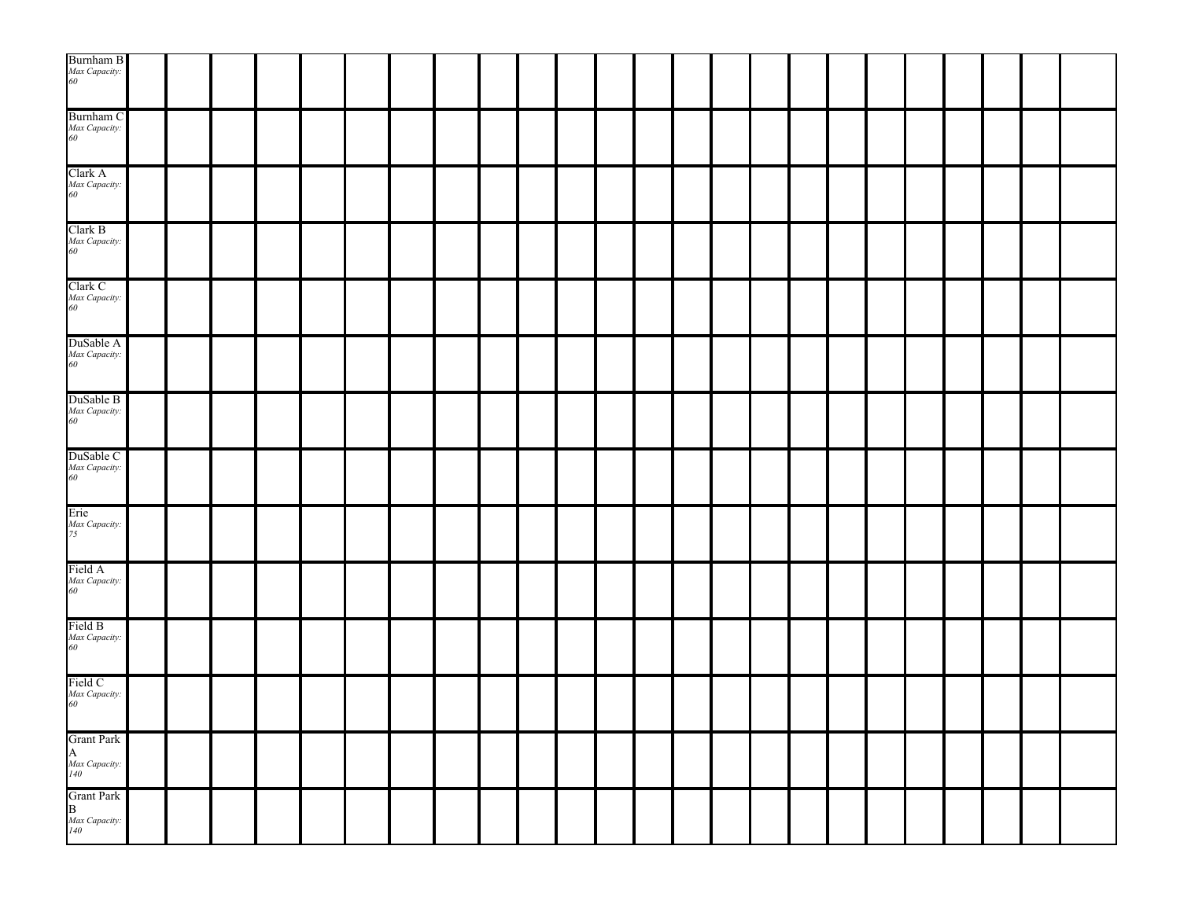| | | | | | | | | | | | | | | | | | | | | | | | | |
|---|---|---|---|---|---|---|---|---|---|---|---|---|---|---|---|---|---|---|---|---|---|---|---|---|
| Burnham B *Max Capacity: 60* | | | | | | | | | | | | | | | | | | | | | | | | |
| Burnham C *Max Capacity: 60* | | | | | | | | | | | | | | | | | | | | | | | | |
| Clark A *Max Capacity: 60* | | | | | | | | | | | | | | | | | | | | | | | | |
| Clark B *Max Capacity: 60* | | | | | | | | | | | | | | | | | | | | | | | | |
| Clark C *Max Capacity: 60* | | | | | | | | | | | | | | | | | | | | | | | | |
| DuSable A *Max Capacity: 60* | | | | | | | | | | | | | | | | | | | | | | | | |
| DuSable B *Max Capacity: 60* | | | | | | | | | | | | | | | | | | | | | | | | |
| DuSable C *Max Capacity: 60* | | | | | | | | | | | | | | | | | | | | | | | | |
| Erie *Max Capacity: 75* | | | | | | | | | | | | | | | | | | | | | | | | |
| Field A *Max Capacity: 60* | | | | | | | | | | | | | | | | | | | | | | | | |
| Field B *Max Capacity: 60* | | | | | | | | | | | | | | | | | | | | | | | | |
| Field C *Max Capacity: 60* | | | | | | | | | | | | | | | | | | | | | | | | |
| Grant Park A *Max Capacity: 140* | | | | | | | | | | | | | | | | | | | | | | | | |
| Grant Park B *Max Capacity: 140* | | | | | | | | | | | | | | | | | | | | | | | | |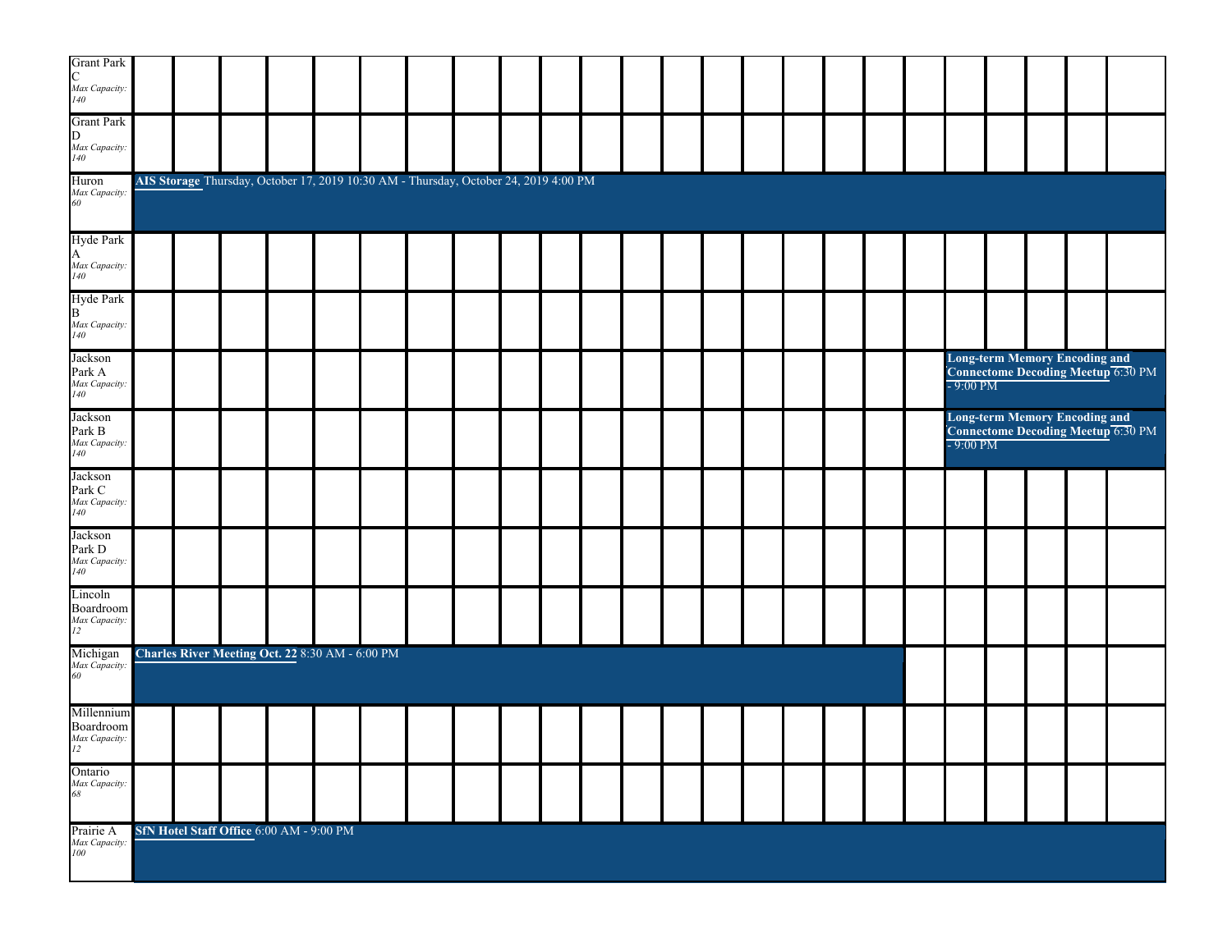| Room | Events |
| --- | --- |
| Grant Park C *Max Capacity: 140* | |
| Grant Park D *Max Capacity: 140* | |
| Huron *Max Capacity: 60* | **AIS Storage** Thursday, October 17, 2019 10:30 AM - Thursday, October 24, 2019 4:00 PM |
| Hyde Park A *Max Capacity: 140* | |
| Hyde Park B *Max Capacity: 140* | |
| Jackson Park A *Max Capacity: 140* | **Long-term Memory Encoding and Connectome Decoding Meetup** 6:30 PM - 9:00 PM |
| Jackson Park B *Max Capacity: 140* | **Long-term Memory Encoding and Connectome Decoding Meetup** 6:30 PM - 9:00 PM |
| Jackson Park C *Max Capacity: 140* | |
| Jackson Park D *Max Capacity: 140* | |
| Lincoln Boardroom *Max Capacity: 12* | |
| Michigan *Max Capacity: 60* | **Charles River Meeting Oct. 22** 8:30 AM - 6:00 PM |
| Millennium Boardroom *Max Capacity: 12* | |
| Ontario *Max Capacity: 68* | |
| Prairie A *Max Capacity: 100* | **SfN Hotel Staff Office** 6:00 AM - 9:00 PM |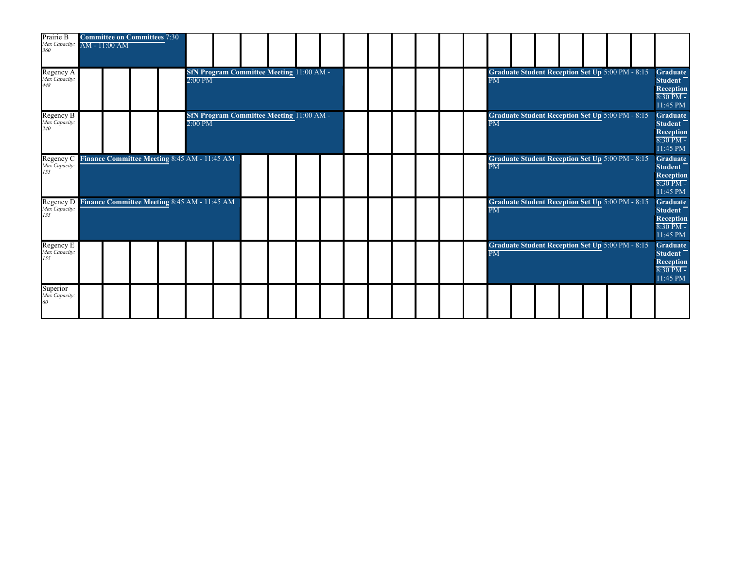| Room | | | | | | | | | | | | | | | | | | | | | | |
|---|---|---|---|---|---|---|---|---|---|---|---|---|---|---|---|---|---|---|---|---|---|---|
| Prairie B *Max Capacity: 360* | **Committee on Committees** 7:30 AM - 11:00 AM | | | | | | | | | | | | | | | | | | | | | |
| Regency A *Max Capacity: 448* | | | | | **SfN Program Committee Meeting** 11:00 AM - 2:00 PM | | | | | | | | | | | **Graduate Student Reception Set Up** 5:00 PM - 8:15 PM | | | | | | **Graduate Student Reception** 8:30 PM - 11:45 PM |
| Regency B *Max Capacity: 240* | | | | | **SfN Program Committee Meeting** 11:00 AM - 2:00 PM | | | | | | | | | | | **Graduate Student Reception Set Up** 5:00 PM - 8:15 PM | | | | | | **Graduate Student Reception** 8:30 PM - 11:45 PM |
| Regency C *Max Capacity: 155* | **Finance Committee Meeting** 8:45 AM - 11:45 AM | | | | | | | | | | | | | | | **Graduate Student Reception Set Up** 5:00 PM - 8:15 PM | | | | | | **Graduate Student Reception** 8:30 PM - 11:45 PM |
| Regency D *Max Capacity: 135* | **Finance Committee Meeting** 8:45 AM - 11:45 AM | | | | | | | | | | | | | | | **Graduate Student Reception Set Up** 5:00 PM - 8:15 PM | | | | | | **Graduate Student Reception** 8:30 PM - 11:45 PM |
| Regency E *Max Capacity: 155* | | | | | | | | | | | | | | | | **Graduate Student Reception Set Up** 5:00 PM - 8:15 PM | | | | | | **Graduate Student Reception** 8:30 PM - 11:45 PM |
| Superior *Max Capacity: 60* | | | | | | | | | | | | | | | | | | | | | | |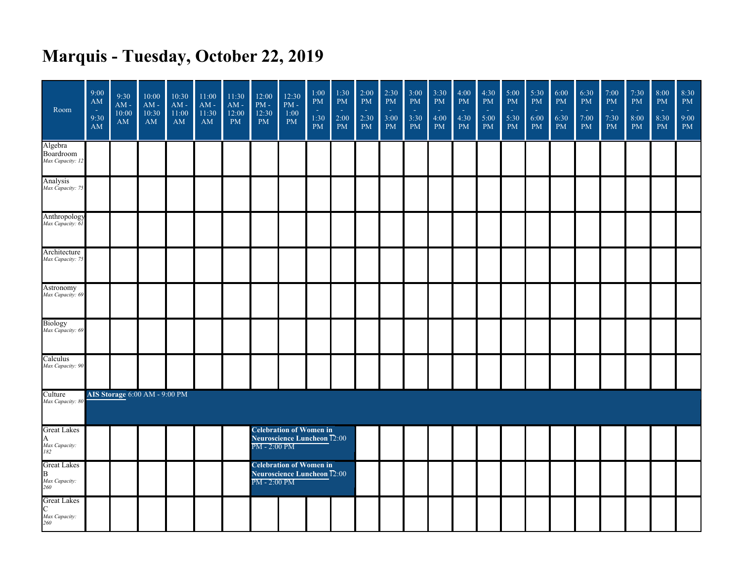# Marquis - Tuesday, October 22, 2019

| Room | 9:00 AM - 9:30 AM | 9:30 AM - 10:00 AM | 10:00 AM - 10:30 AM | 10:30 AM - 11:00 AM | 11:00 AM - 11:30 AM | 11:30 AM - 12:00 PM | 12:00 PM - 12:30 PM | 12:30 PM - 1:00 PM | 1:00 PM - 1:30 PM | 1:30 PM - 2:00 PM | 2:00 PM - 2:30 PM | 2:30 PM - 3:00 PM | 3:00 PM - 3:30 PM | 3:30 PM - 4:00 PM | 4:00 PM - 4:30 PM | 4:30 PM - 5:00 PM | 5:00 PM - 5:30 PM | 5:30 PM - 6:00 PM | 6:00 PM - 6:30 PM | 6:30 PM - 7:00 PM | 7:00 PM - 7:30 PM | 7:30 PM - 8:00 PM | 8:00 PM - 8:30 PM | 8:30 PM - 9:00 PM |
|---|---|---|---|---|---|---|---|---|---|---|---|---|---|---|---|---|---|---|---|---|---|---|---|---|
| Algebra Boardroom *Max Capacity: 12* | | | | | | | | | | | | | | | | | | | | | | | | |
| Analysis *Max Capacity: 75* | | | | | | | | | | | | | | | | | | | | | | | | |
| Anthropology *Max Capacity: 61* | | | | | | | | | | | | | | | | | | | | | | | | |
| Architecture *Max Capacity: 75* | | | | | | | | | | | | | | | | | | | | | | | | |
| Astronomy *Max Capacity: 69* | | | | | | | | | | | | | | | | | | | | | | | | |
| Biology *Max Capacity: 69* | | | | | | | | | | | | | | | | | | | | | | | | |
| Calculus *Max Capacity: 90* | | | | | | | | | | | | | | | | | | | | | | | | |
| Culture *Max Capacity: 80* | **AIS Storage** 6:00 AM - 9:00 PM | | | | | | | | | | | | | | | | | | | | | | | |
| Great Lakes A *Max Capacity: 182* | | | | | | | **Celebration of Women in Neuroscience Luncheon** 12:00 PM - 2:00 PM | | | | | | | | | | | | | | | | | |
| Great Lakes B *Max Capacity: 260* | | | | | | | **Celebration of Women in Neuroscience Luncheon** 12:00 PM - 2:00 PM | | | | | | | | | | | | | | | | | |
| Great Lakes C *Max Capacity: 260* | | | | | | | | | | | | | | | | | | | | | | | | |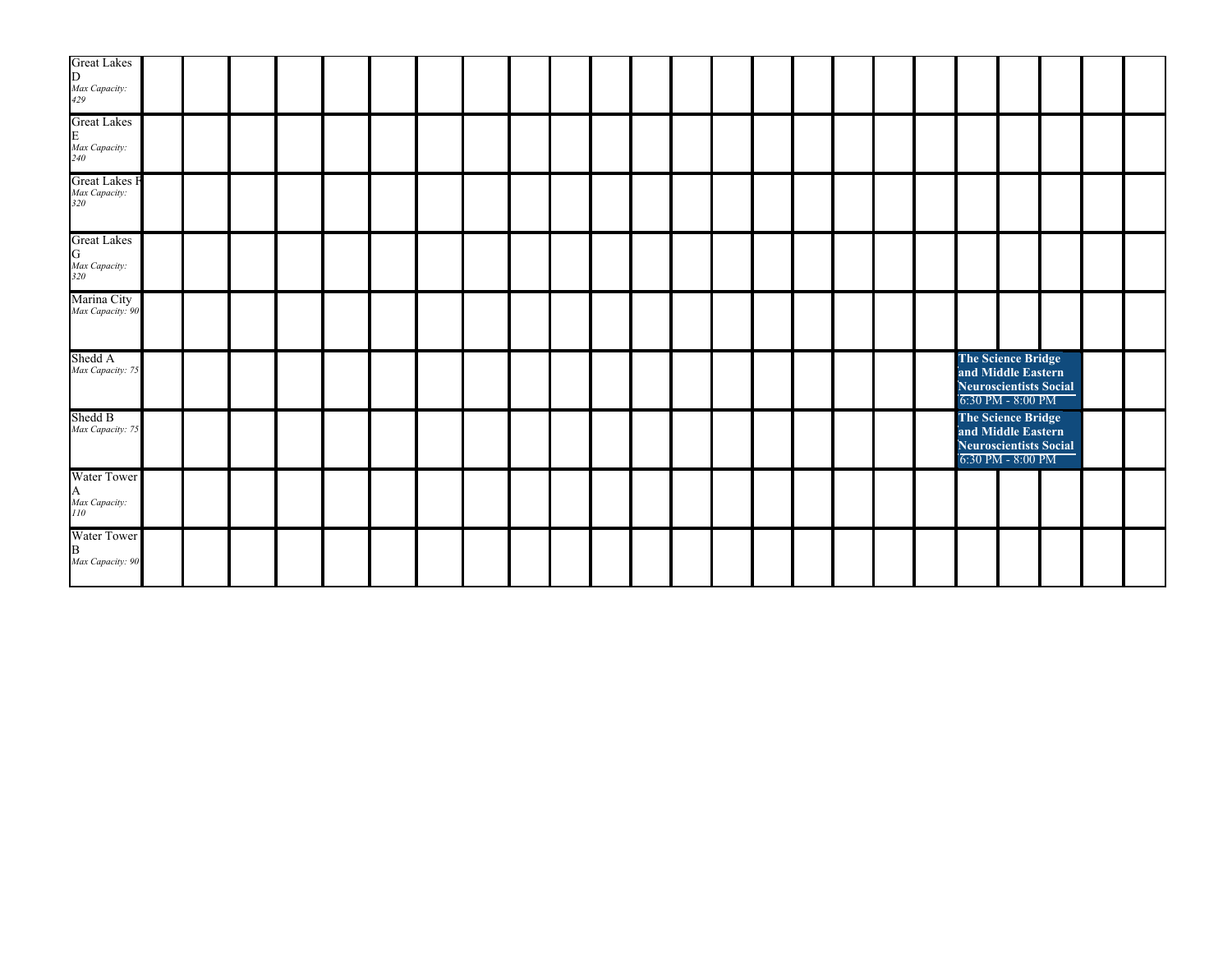| Room | | | | | | | | | | | | | | | | | | | | | | | | |
|---|---|---|---|---|---|---|---|---|---|---|---|---|---|---|---|---|---|---|---|---|---|---|---|---|
| Great Lakes D *Max Capacity: 429* | | | | | | | | | | | | | | | | | | | | | | | | |
| Great Lakes E *Max Capacity: 240* | | | | | | | | | | | | | | | | | | | | | | | | |
| Great Lakes F *Max Capacity: 320* | | | | | | | | | | | | | | | | | | | | | | | | |
| Great Lakes G *Max Capacity: 320* | | | | | | | | | | | | | | | | | | | | | | | | |
| Marina City *Max Capacity: 90* | | | | | | | | | | | | | | | | | | | | | | | | |
| Shedd A *Max Capacity: 75* | | | | | | | | | | | | | | | | | | | | **The Science Bridge and Middle Eastern Neuroscientists Social** 6:30 PM - 8:00 PM | | | | |
| Shedd B *Max Capacity: 75* | | | | | | | | | | | | | | | | | | | | **The Science Bridge and Middle Eastern Neuroscientists Social** 6:30 PM - 8:00 PM | | | | |
| Water Tower A *Max Capacity: 110* | | | | | | | | | | | | | | | | | | | | | | | | |
| Water Tower B *Max Capacity: 90* | | | | | | | | | | | | | | | | | | | | | | | | |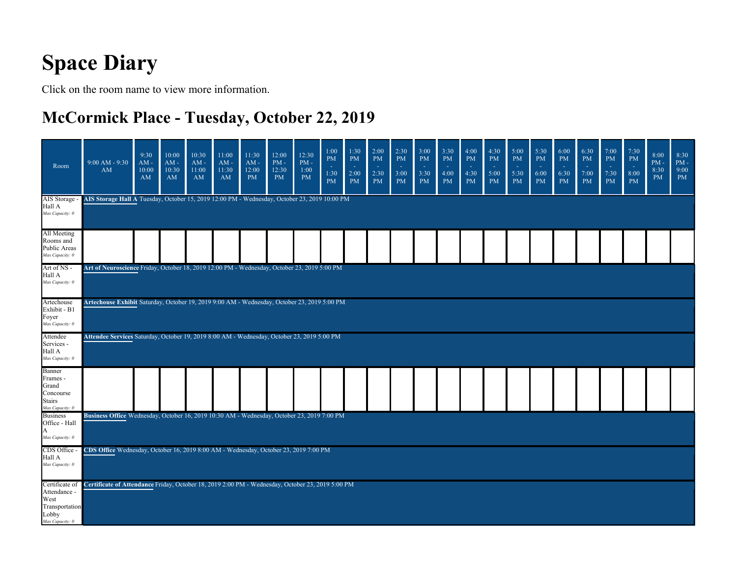# Space Diary

Click on the room name to view more information.

## McCormick Place - Tuesday, October 22, 2019

| Room | 9:00 AM - 9:30 AM | 9:30 AM - 10:00 AM | 10:00 AM - 10:30 AM | 10:30 AM - 11:00 AM | 11:00 AM - 11:30 AM | 11:30 AM - 12:00 PM | 12:00 PM - 12:30 PM | 12:30 PM - 1:00 PM | 1:00 PM - 1:30 PM | 1:30 PM - 2:00 PM | 2:00 PM - 2:30 PM | 2:30 PM - 3:00 PM | 3:00 PM - 3:30 PM | 3:30 PM - 4:00 PM | 4:00 PM - 4:30 PM | 4:30 PM - 5:00 PM | 5:00 PM - 5:30 PM | 5:30 PM - 6:00 PM | 6:00 PM - 6:30 PM | 6:30 PM - 7:00 PM | 7:00 PM - 7:30 PM | 7:30 PM - 8:00 PM | 8:00 PM - 8:30 PM | 8:30 PM - 9:00 PM |
|---|---|---|---|---|---|---|---|---|---|---|---|---|---|---|---|---|---|---|---|---|---|---|---|---|
| AIS Storage - Hall A *Max Capacity: 0* | **AIS Storage Hall A** Tuesday, October 15, 2019 12:00 PM - Wednesday, October 23, 2019 10:00 PM | | | | | | | | | | | | | | | | | | | | | | | |
| All Meeting Rooms and Public Areas *Max Capacity: 0* | | | | | | | | | | | | | | | | | | | | | | | | |
| Art of NS - Hall A *Max Capacity: 0* | **Art of Neuroscience** Friday, October 18, 2019 12:00 PM - Wednesday, October 23, 2019 5:00 PM | | | | | | | | | | | | | | | | | | | | | | | |
| Artechouse Exhibit - B1 Foyer *Max Capacity: 0* | **Artechouse Exhibit** Saturday, October 19, 2019 9:00 AM - Wednesday, October 23, 2019 5:00 PM | | | | | | | | | | | | | | | | | | | | | | | |
| Attendee Services - Hall A *Max Capacity: 0* | **Attendee Services** Saturday, October 19, 2019 8:00 AM - Wednesday, October 23, 2019 5:00 PM | | | | | | | | | | | | | | | | | | | | | | | |
| Banner Frames - Grand Concourse Stairs *Max Capacity: 0* | | | | | | | | | | | | | | | | | | | | | | | | |
| Business Office - Hall A *Max Capacity: 0* | **Business Office** Wednesday, October 16, 2019 10:30 AM - Wednesday, October 23, 2019 7:00 PM | | | | | | | | | | | | | | | | | | | | | | | |
| CDS Office - Hall A *Max Capacity: 0* | **CDS Office** Wednesday, October 16, 2019 8:00 AM - Wednesday, October 23, 2019 7:00 PM | | | | | | | | | | | | | | | | | | | | | | | |
| Certificate of Attendance - West Transportation Lobby *Max Capacity: 0* | **Certificate of Attendance** Friday, October 18, 2019 2:00 PM - Wednesday, October 23, 2019 5:00 PM | | | | | | | | | | | | | | | | | | | | | | | |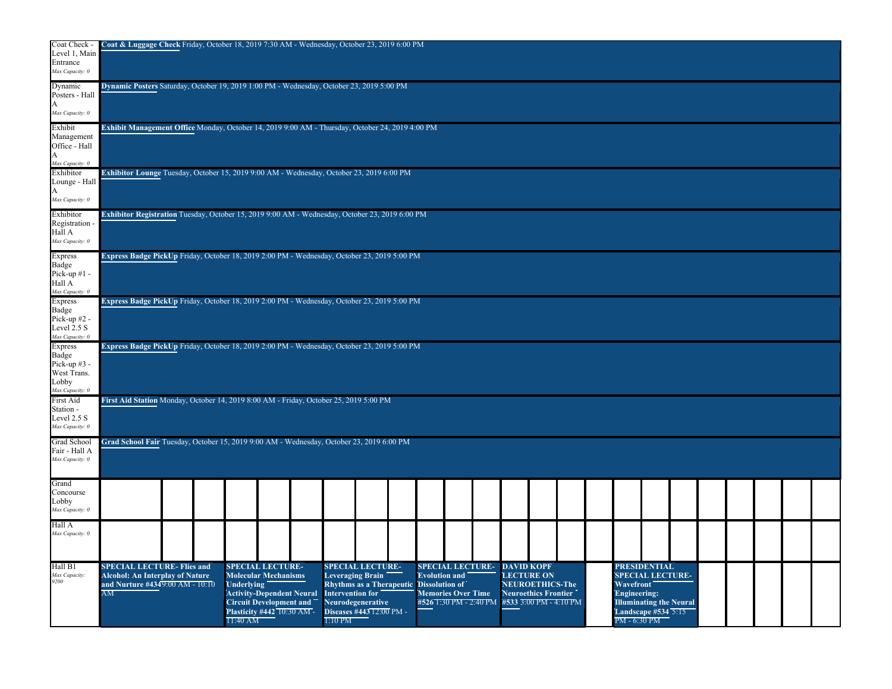| Room | Events |
|---|---|
| Coat Check - Level 1, Main Entrance *Max Capacity: 0* | **Coat & Luggage Check** Friday, October 18, 2019 7:30 AM - Wednesday, October 23, 2019 6:00 PM |
| Dynamic Posters - Hall A *Max Capacity: 0* | **Dynamic Posters** Saturday, October 19, 2019 1:00 PM - Wednesday, October 23, 2019 5:00 PM |
| Exhibit Management Office - Hall A *Max Capacity: 0* | **Exhibit Management Office** Monday, October 14, 2019 9:00 AM - Thursday, October 24, 2019 4:00 PM |
| Exhibitor Lounge - Hall A *Max Capacity: 0* | **Exhibitor Lounge** Tuesday, October 15, 2019 9:00 AM - Wednesday, October 23, 2019 6:00 PM |
| Exhibitor Registration - Hall A *Max Capacity: 0* | **Exhibitor Registration** Tuesday, October 15, 2019 9:00 AM - Wednesday, October 23, 2019 6:00 PM |
| Express Badge Pick-up #1 - Hall A *Max Capacity: 0* | **Express Badge PickUp** Friday, October 18, 2019 2:00 PM - Wednesday, October 23, 2019 5:00 PM |
| Express Badge Pick-up #2 - Level 2.5 S *Max Capacity: 0* | **Express Badge PickUp** Friday, October 18, 2019 2:00 PM - Wednesday, October 23, 2019 5:00 PM |
| Express Badge Pick-up #3 - West Trans. Lobby *Max Capacity: 0* | **Express Badge PickUp** Friday, October 18, 2019 2:00 PM - Wednesday, October 23, 2019 5:00 PM |
| First Aid Station - Level 2.5 S *Max Capacity: 0* | **First Aid Station** Monday, October 14, 2019 8:00 AM - Friday, October 25, 2019 5:00 PM |
| Grad School Fair - Hall A *Max Capacity: 0* | **Grad School Fair** Tuesday, October 15, 2019 9:00 AM - Wednesday, October 23, 2019 6:00 PM |
| Grand Concourse Lobby *Max Capacity: 0* | |
| Hall A *Max Capacity: 0* | |
| Hall B1 *Max Capacity: 9200* | **SPECIAL LECTURE- Flies and Alcohol: An Interplay of Nature and Nurture #434** 9:00 AM - 10:10 AM; **SPECIAL LECTURE- Molecular Mechanisms Underlying Activity-Dependent Neural Circuit Development and Plasticity #442** 10:30 AM - 11:40 AM; **SPECIAL LECTURE- Leveraging Brain Rhythms as a Therapeutic Intervention for Neurodegenerative Diseases #443** 12:00 PM - 1:10 PM; **SPECIAL LECTURE- Evolution and Dissolution of Memories Over Time #526** 1:30 PM - 2:40 PM; **DAVID KOPF LECTURE ON NEUROETHICS-The Neuroethics Frontier #533** 3:00 PM - 4:10 PM; **PRESIDENTIAL SPECIAL LECTURE- Wavefront Engineering: Illuminating the Neural Landscape #534** 5:15 PM - 6:30 PM |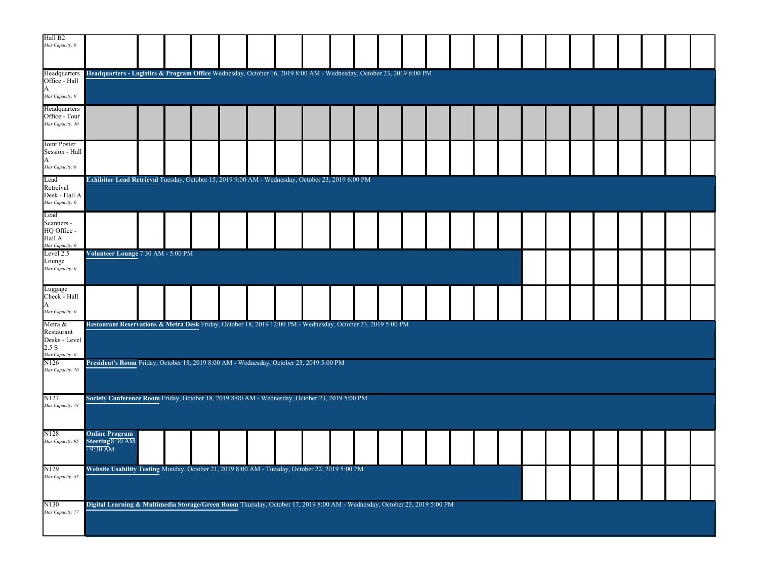| Room | Booking |
|---|---|
| Hall B2<br>*Max Capacity: 0* | |
| Headquarters Office - Hall A<br>*Max Capacity: 0* | **Headquarters - Logistics & Program Office** Wednesday, October 16, 2019 8:00 AM - Wednesday, October 23, 2019 6:00 PM |
| Headquarters Office - Tour<br>*Max Capacity: 50* | |
| Joint Poster Session - Hall A<br>*Max Capacity: 0* | |
| Lead Retreival Desk - Hall A<br>*Max Capacity: 0* | **Exhibitor Lead Retrieval** Tuesday, October 15, 2019 9:00 AM - Wednesday, October 23, 2019 6:00 PM |
| Lead Scanners - HQ Office - Hall A<br>*Max Capacity: 0* | |
| Level 2.5 Lounge<br>*Max Capacity: 0* | **Volunteer Lounge** 7:30 AM - 5:00 PM |
| Luggage Check - Hall A<br>*Max Capacity: 0* | |
| Metra & Restaurant Desks - Level 2.5 S<br>*Max Capacity: 0* | **Restaurant Reservations & Metra Desk** Friday, October 18, 2019 12:00 PM - Wednesday, October 23, 2019 5:00 PM |
| N126<br>*Max Capacity: 70* | **President's Room** Friday, October 18, 2019 8:00 AM - Wednesday, October 23, 2019 5:00 PM |
| N127<br>*Max Capacity: 74* | **Society Conference Room** Friday, October 18, 2019 8:00 AM - Wednesday, October 23, 2019 5:00 PM |
| N128<br>*Max Capacity: 95* | **Online Program Steering** 8:30 AM - 9:30 AM |
| N129<br>*Max Capacity: 85* | **Website Usability Testing** Monday, October 21, 2019 8:00 AM - Tuesday, October 22, 2019 5:00 PM |
| N130<br>*Max Capacity: 77* | **Digital Learning & Multimedia Storage/Green Room** Thursday, October 17, 2019 8:00 AM - Wednesday, October 23, 2019 5:00 PM |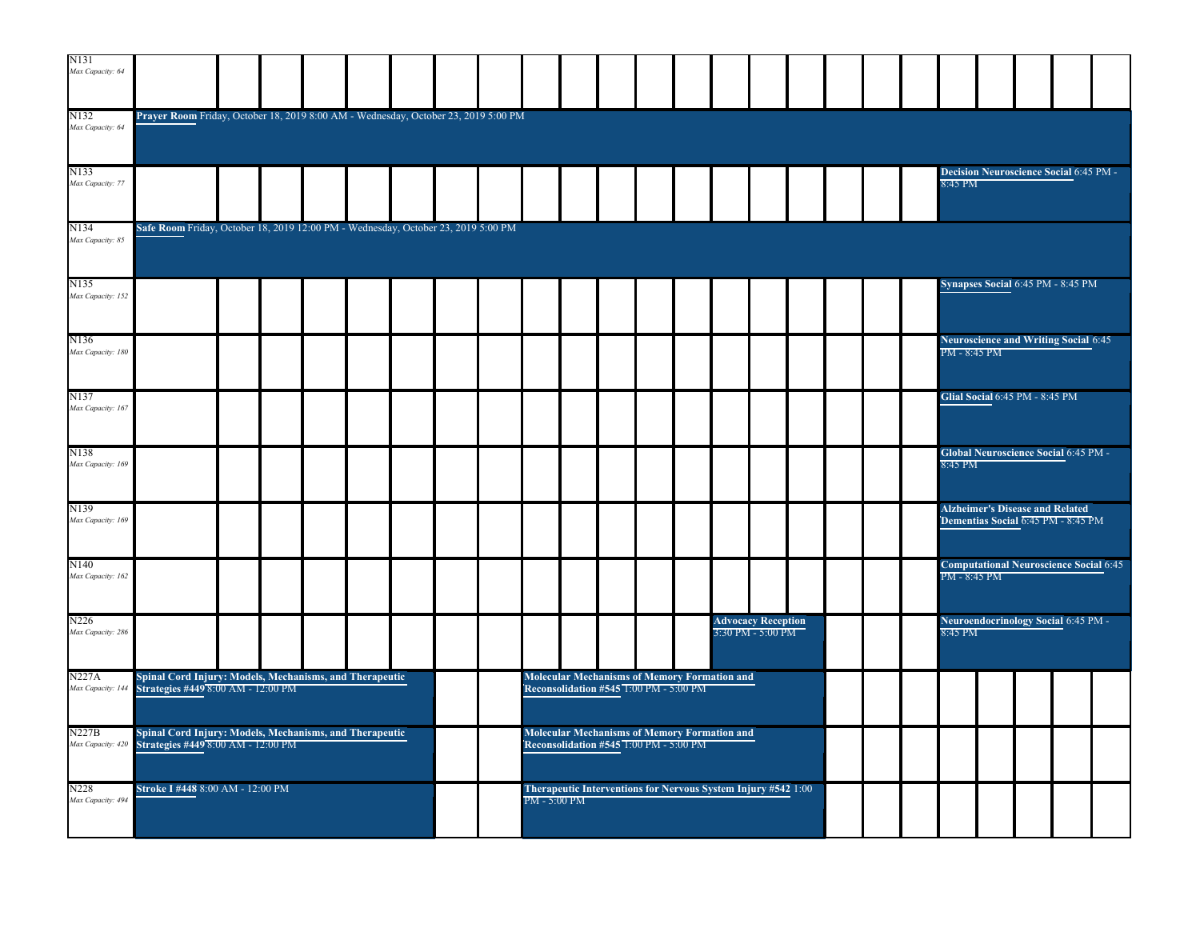| Room | Events |
|---|---|
| N131 *Max Capacity: 64* | |
| N132 *Max Capacity: 64* | **Prayer Room** Friday, October 18, 2019 8:00 AM - Wednesday, October 23, 2019 5:00 PM |
| N133 *Max Capacity: 77* | **Decision Neuroscience Social** 6:45 PM - 8:45 PM |
| N134 *Max Capacity: 85* | **Safe Room** Friday, October 18, 2019 12:00 PM - Wednesday, October 23, 2019 5:00 PM |
| N135 *Max Capacity: 152* | **Synapses Social** 6:45 PM - 8:45 PM |
| N136 *Max Capacity: 180* | **Neuroscience and Writing Social** 6:45 PM - 8:45 PM |
| N137 *Max Capacity: 167* | **Glial Social** 6:45 PM - 8:45 PM |
| N138 *Max Capacity: 169* | **Global Neuroscience Social** 6:45 PM - 8:45 PM |
| N139 *Max Capacity: 169* | **Alzheimer's Disease and Related Dementias Social** 6:45 PM - 8:45 PM |
| N140 *Max Capacity: 162* | **Computational Neuroscience Social** 6:45 PM - 8:45 PM |
| N226 *Max Capacity: 286* | **Advocacy Reception** 3:30 PM - 5:00 PM; **Neuroendocrinology Social** 6:45 PM - 8:45 PM |
| N227A *Max Capacity: 144* | **Spinal Cord Injury: Models, Mechanisms, and Therapeutic Strategies #449** 8:00 AM - 12:00 PM; **Molecular Mechanisms of Memory Formation and Reconsolidation #545** 1:00 PM - 5:00 PM |
| N227B *Max Capacity: 420* | **Spinal Cord Injury: Models, Mechanisms, and Therapeutic Strategies #449** 8:00 AM - 12:00 PM; **Molecular Mechanisms of Memory Formation and Reconsolidation #545** 1:00 PM - 5:00 PM |
| N228 *Max Capacity: 494* | **Stroke I #448** 8:00 AM - 12:00 PM; **Therapeutic Interventions for Nervous System Injury #542** 1:00 PM - 5:00 PM |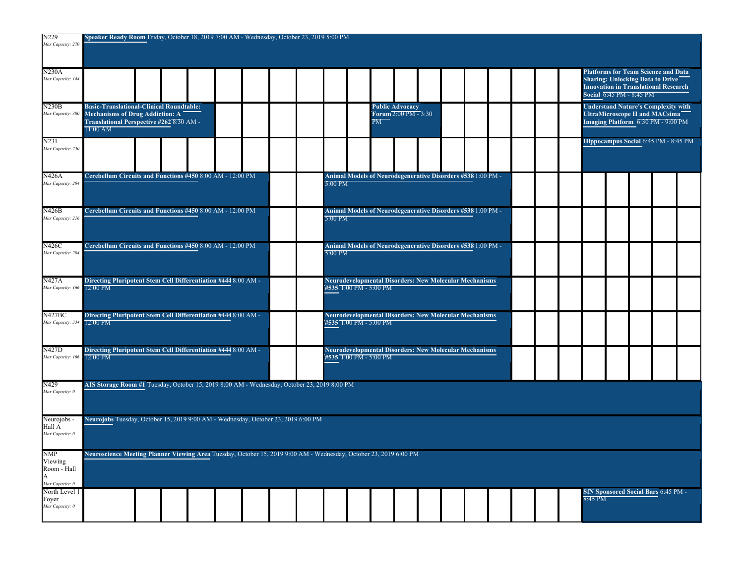| Room | Events |
| --- | --- |
| N229 *Max Capacity: 270* | **Speaker Ready Room** Friday, October 18, 2019 7:00 AM - Wednesday, October 23, 2019 5:00 PM |
| N230A *Max Capacity: 144* | **Platforms for Team Science and Data Sharing: Unlocking Data to Drive Innovation in Translational Research Social** 6:45 PM - 8:45 PM |
| N230B *Max Capacity: 300* | **Basic-Translational-Clinical Roundtable: Mechanisms of Drug Addiction: A Translational Perspective #262** 8:30 AM - 11:00 AM; **Public Advocacy Forum** 2:00 PM - 3:30 PM; **Understand Nature's Complexity with UltraMicroscope II and MACsima Imaging Platform** 6:30 PM - 9:00 PM |
| N231 *Max Capacity: 250* | **Hippocampus Social** 6:45 PM - 8:45 PM |
| N426A *Max Capacity: 204* | **Cerebellum Circuits and Functions #450** 8:00 AM - 12:00 PM; **Animal Models of Neurodegenerative Disorders #538** 1:00 PM - 5:00 PM |
| N426B *Max Capacity: 216* | **Cerebellum Circuits and Functions #450** 8:00 AM - 12:00 PM; **Animal Models of Neurodegenerative Disorders #538** 1:00 PM - 5:00 PM |
| N426C *Max Capacity: 204* | **Cerebellum Circuits and Functions #450** 8:00 AM - 12:00 PM; **Animal Models of Neurodegenerative Disorders #538** 1:00 PM - 5:00 PM |
| N427A *Max Capacity: 166* | **Directing Pluripotent Stem Cell Differentiation #444** 8:00 AM - 12:00 PM; **Neurodevelopmental Disorders: New Molecular Mechanisms #535** 1:00 PM - 5:00 PM |
| N427BC *Max Capacity: 334* | **Directing Pluripotent Stem Cell Differentiation #444** 8:00 AM - 12:00 PM; **Neurodevelopmental Disorders: New Molecular Mechanisms #535** 1:00 PM - 5:00 PM |
| N427D *Max Capacity: 166* | **Directing Pluripotent Stem Cell Differentiation #444** 8:00 AM - 12:00 PM; **Neurodevelopmental Disorders: New Molecular Mechanisms #535** 1:00 PM - 5:00 PM |
| N429 *Max Capacity: 0* | **AIS Storage Room #1** Tuesday, October 15, 2019 8:00 AM - Wednesday, October 23, 2019 8:00 PM |
| Neurojobs - Hall A *Max Capacity: 0* | **Neurojobs** Tuesday, October 15, 2019 9:00 AM - Wednesday, October 23, 2019 6:00 PM |
| NMP Viewing Room - Hall A *Max Capacity: 0* | **Neuroscience Meeting Planner Viewing Area** Tuesday, October 15, 2019 9:00 AM - Wednesday, October 23, 2019 6:00 PM |
| North Level 1 Foyer *Max Capacity: 0* | **SfN Sponsored Social Bars** 6:45 PM - 8:45 PM |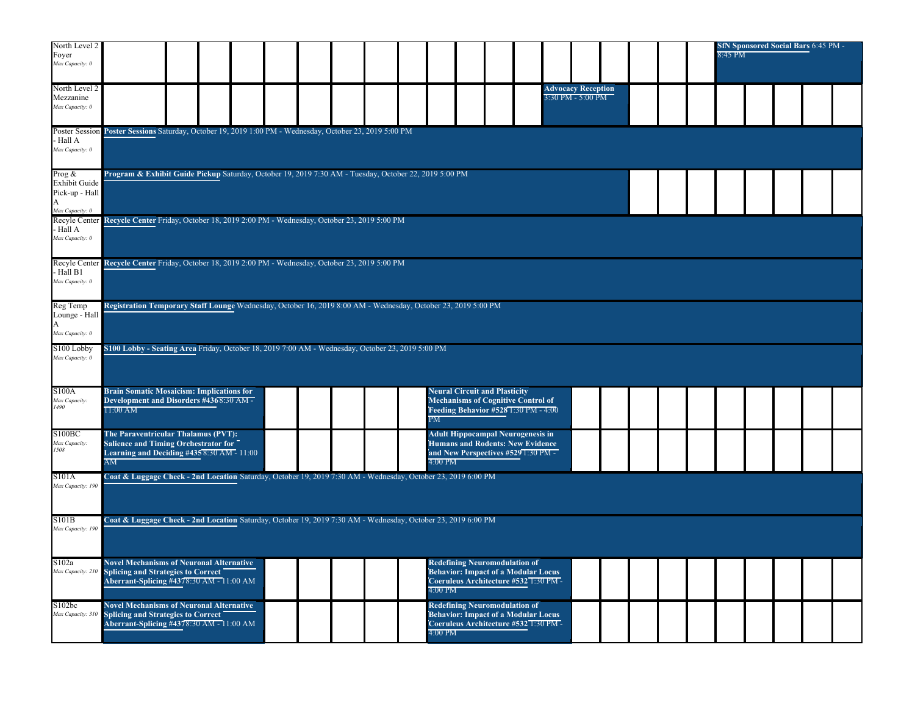| Room | Events |
|---|---|
| North Level 2 Foyer *Max Capacity: 0* | **SfN Sponsored Social Bars** 6:45 PM - 8:45 PM |
| North Level 2 Mezzanine *Max Capacity: 0* | **Advocacy Reception** 3:30 PM - 5:00 PM |
| Poster Session - Hall A *Max Capacity: 0* | **Poster Sessions** Saturday, October 19, 2019 1:00 PM - Wednesday, October 23, 2019 5:00 PM |
| Prog & Exhibit Guide Pick-up - Hall A *Max Capacity: 0* | **Program & Exhibit Guide Pickup** Saturday, October 19, 2019 7:30 AM - Tuesday, October 22, 2019 5:00 PM |
| Recyle Center - Hall A *Max Capacity: 0* | **Recycle Center** Friday, October 18, 2019 2:00 PM - Wednesday, October 23, 2019 5:00 PM |
| Recyle Center - Hall B1 *Max Capacity: 0* | **Recycle Center** Friday, October 18, 2019 2:00 PM - Wednesday, October 23, 2019 5:00 PM |
| Reg Temp Lounge - Hall A *Max Capacity: 0* | **Registration Temporary Staff Lounge** Wednesday, October 16, 2019 8:00 AM - Wednesday, October 23, 2019 5:00 PM |
| S100 Lobby *Max Capacity: 0* | **S100 Lobby - Seating Area** Friday, October 18, 2019 7:00 AM - Wednesday, October 23, 2019 5:00 PM |
| S100A *Max Capacity: 1490* | **Brain Somatic Mosaicism: Implications for Development and Disorders #436** 8:30 AM - 11:00 AM; **Neural Circuit and Plasticity Mechanisms of Cognitive Control of Feeding Behavior #528** 1:30 PM - 4:00 PM |
| S100BC *Max Capacity: 1508* | **The Paraventricular Thalamus (PVT): Salience and Timing Orchestrator for Learning and Deciding #435** 8:30 AM - 11:00 AM; **Adult Hippocampal Neurogenesis in Humans and Rodents: New Evidence and New Perspectives #529** 1:30 PM - 4:00 PM |
| S101A *Max Capacity: 190* | **Coat & Luggage Check - 2nd Location** Saturday, October 19, 2019 7:30 AM - Wednesday, October 23, 2019 6:00 PM |
| S101B *Max Capacity: 190* | **Coat & Luggage Check - 2nd Location** Saturday, October 19, 2019 7:30 AM - Wednesday, October 23, 2019 6:00 PM |
| S102a *Max Capacity: 210* | **Novel Mechanisms of Neuronal Alternative Splicing and Strategies to Correct Aberrant-Splicing #437** 8:30 AM - 11:00 AM; **Redefining Neuromodulation of Behavior: Impact of a Modular Locus Coeruleus Architecture #532** 1:30 PM - 4:00 PM |
| S102bc *Max Capacity: 310* | **Novel Mechanisms of Neuronal Alternative Splicing and Strategies to Correct Aberrant-Splicing #437** 8:30 AM - 11:00 AM; **Redefining Neuromodulation of Behavior: Impact of a Modular Locus Coeruleus Architecture #532** 1:30 PM - 4:00 PM |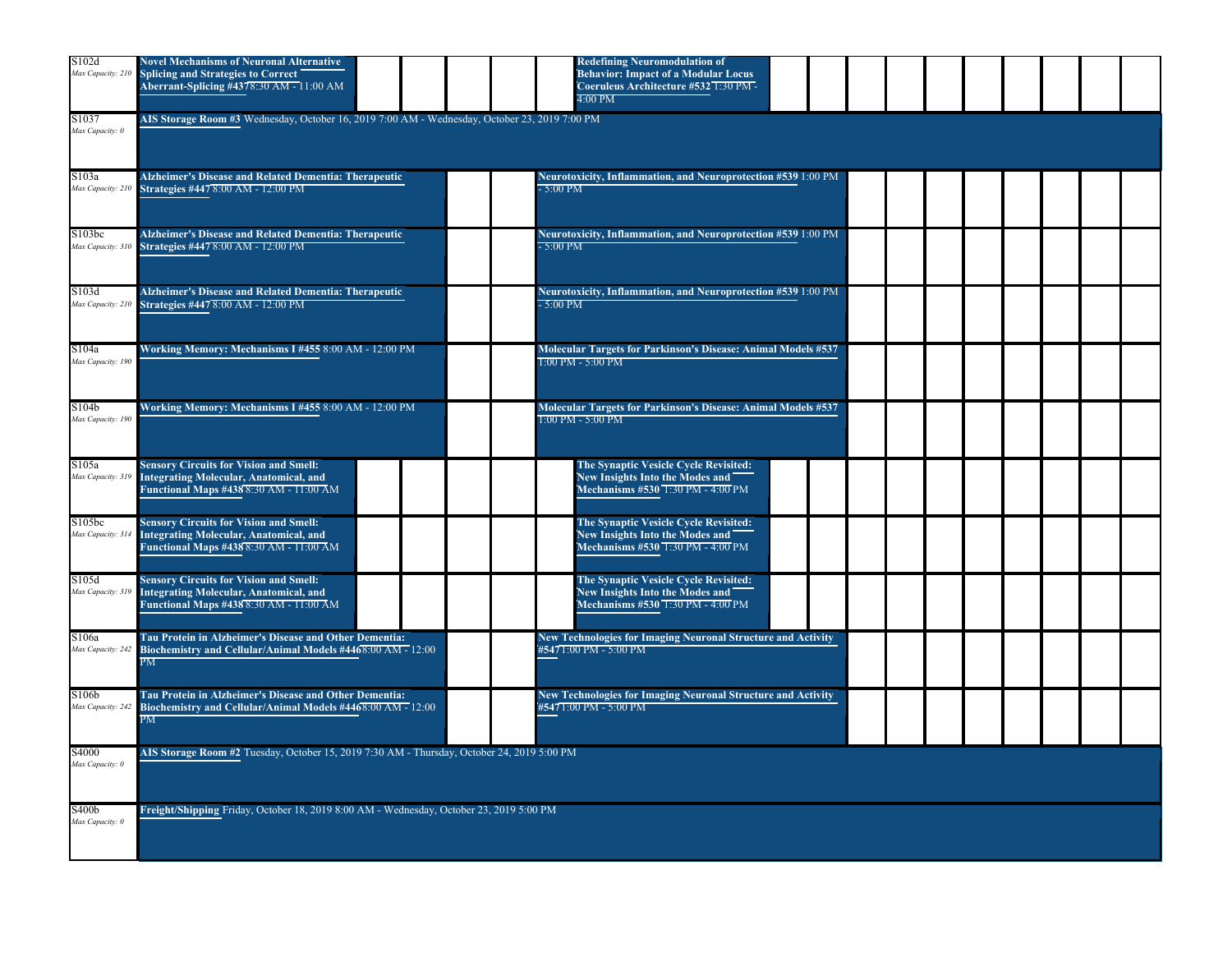| Room | Sessions |
|---|---|
| S102d *Max Capacity: 210* | **Novel Mechanisms of Neuronal Alternative Splicing and Strategies to Correct Aberrant-Splicing #437** 8:30 AM - 11:00 AM; **Redefining Neuromodulation of Behavior: Impact of a Modular Locus Coeruleus Architecture #532** 1:30 PM - 4:00 PM |
| S1037 *Max Capacity: 0* | **AIS Storage Room #3** Wednesday, October 16, 2019 7:00 AM - Wednesday, October 23, 2019 7:00 PM |
| S103a *Max Capacity: 210* | **Alzheimer's Disease and Related Dementia: Therapeutic Strategies #447** 8:00 AM - 12:00 PM; **Neurotoxicity, Inflammation, and Neuroprotection #539** 1:00 PM - 5:00 PM |
| S103bc *Max Capacity: 310* | **Alzheimer's Disease and Related Dementia: Therapeutic Strategies #447** 8:00 AM - 12:00 PM; **Neurotoxicity, Inflammation, and Neuroprotection #539** 1:00 PM - 5:00 PM |
| S103d *Max Capacity: 210* | **Alzheimer's Disease and Related Dementia: Therapeutic Strategies #447** 8:00 AM - 12:00 PM; **Neurotoxicity, Inflammation, and Neuroprotection #539** 1:00 PM - 5:00 PM |
| S104a *Max Capacity: 190* | **Working Memory: Mechanisms I #455** 8:00 AM - 12:00 PM; **Molecular Targets for Parkinson's Disease: Animal Models #537** 1:00 PM - 5:00 PM |
| S104b *Max Capacity: 190* | **Working Memory: Mechanisms I #455** 8:00 AM - 12:00 PM; **Molecular Targets for Parkinson's Disease: Animal Models #537** 1:00 PM - 5:00 PM |
| S105a *Max Capacity: 319* | **Sensory Circuits for Vision and Smell: Integrating Molecular, Anatomical, and Functional Maps #438** 8:30 AM - 11:00 AM; **The Synaptic Vesicle Cycle Revisited: New Insights Into the Modes and Mechanisms #530** 1:30 PM - 4:00 PM |
| S105bc *Max Capacity: 314* | **Sensory Circuits for Vision and Smell: Integrating Molecular, Anatomical, and Functional Maps #438** 8:30 AM - 11:00 AM; **The Synaptic Vesicle Cycle Revisited: New Insights Into the Modes and Mechanisms #530** 1:30 PM - 4:00 PM |
| S105d *Max Capacity: 319* | **Sensory Circuits for Vision and Smell: Integrating Molecular, Anatomical, and Functional Maps #438** 8:30 AM - 11:00 AM; **The Synaptic Vesicle Cycle Revisited: New Insights Into the Modes and Mechanisms #530** 1:30 PM - 4:00 PM |
| S106a *Max Capacity: 242* | **Tau Protein in Alzheimer's Disease and Other Dementia: Biochemistry and Cellular/Animal Models #446** 8:00 AM - 12:00 PM; **New Technologies for Imaging Neuronal Structure and Activity #547** 1:00 PM - 5:00 PM |
| S106b *Max Capacity: 242* | **Tau Protein in Alzheimer's Disease and Other Dementia: Biochemistry and Cellular/Animal Models #446** 8:00 AM - 12:00 PM; **New Technologies for Imaging Neuronal Structure and Activity #547** 1:00 PM - 5:00 PM |
| S4000 *Max Capacity: 0* | **AIS Storage Room #2** Tuesday, October 15, 2019 7:30 AM - Thursday, October 24, 2019 5:00 PM |
| S400b *Max Capacity: 0* | **Freight/Shipping** Friday, October 18, 2019 8:00 AM - Wednesday, October 23, 2019 5:00 PM |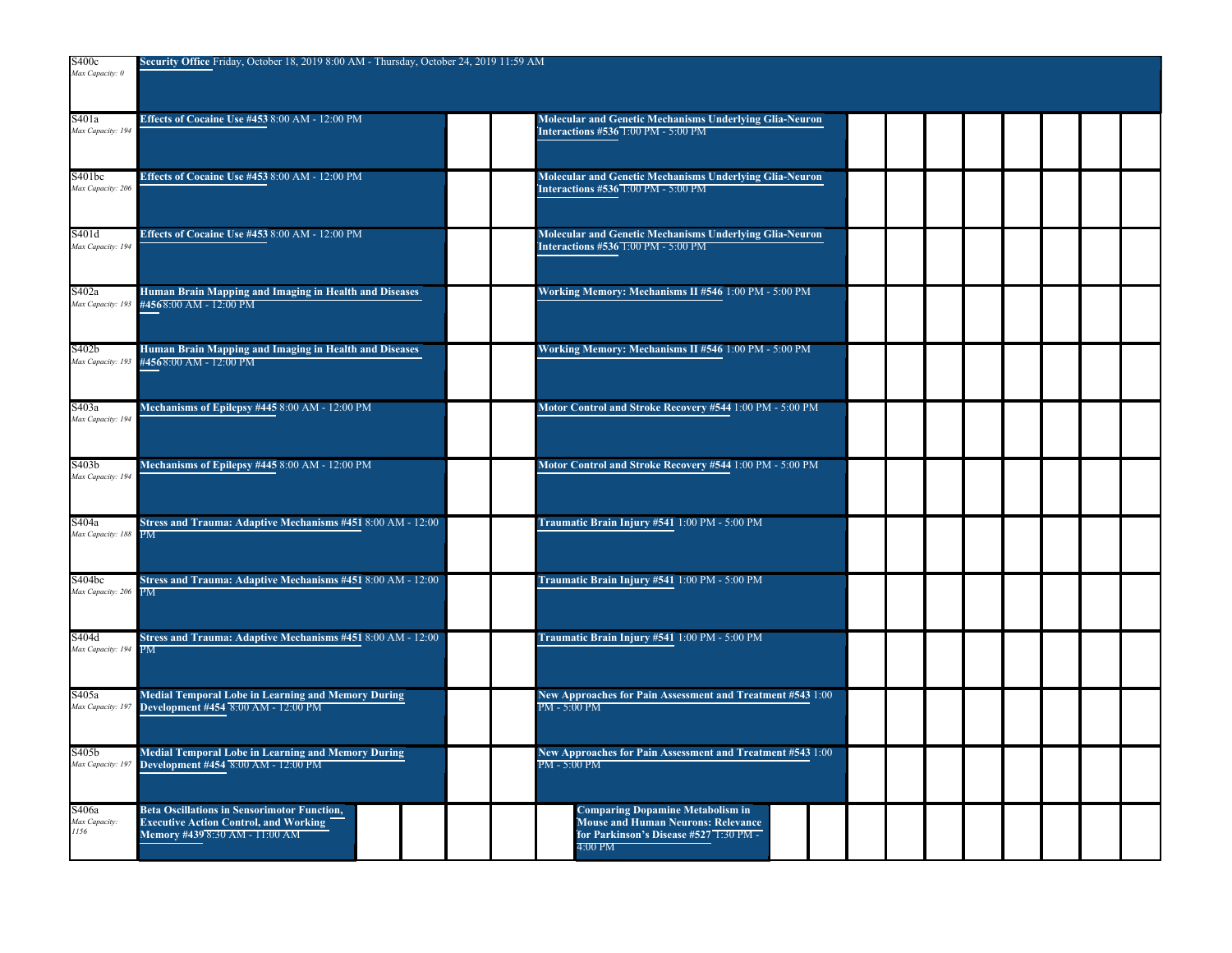| Room | Morning | Afternoon |
| --- | --- | --- |
| S400c<br>*Max Capacity: 0* | **Security Office** Friday, October 18, 2019 8:00 AM - Thursday, October 24, 2019 11:59 AM | |
| S401a<br>*Max Capacity: 194* | **Effects of Cocaine Use #453** 8:00 AM - 12:00 PM | **Molecular and Genetic Mechanisms Underlying Glia-Neuron Interactions #536** 1:00 PM - 5:00 PM |
| S401bc<br>*Max Capacity: 206* | **Effects of Cocaine Use #453** 8:00 AM - 12:00 PM | **Molecular and Genetic Mechanisms Underlying Glia-Neuron Interactions #536** 1:00 PM - 5:00 PM |
| S401d<br>*Max Capacity: 194* | **Effects of Cocaine Use #453** 8:00 AM - 12:00 PM | **Molecular and Genetic Mechanisms Underlying Glia-Neuron Interactions #536** 1:00 PM - 5:00 PM |
| S402a<br>*Max Capacity: 193* | **Human Brain Mapping and Imaging in Health and Diseases #456** 8:00 AM - 12:00 PM | **Working Memory: Mechanisms II #546** 1:00 PM - 5:00 PM |
| S402b<br>*Max Capacity: 193* | **Human Brain Mapping and Imaging in Health and Diseases #456** 8:00 AM - 12:00 PM | **Working Memory: Mechanisms II #546** 1:00 PM - 5:00 PM |
| S403a<br>*Max Capacity: 194* | **Mechanisms of Epilepsy #445** 8:00 AM - 12:00 PM | **Motor Control and Stroke Recovery #544** 1:00 PM - 5:00 PM |
| S403b<br>*Max Capacity: 194* | **Mechanisms of Epilepsy #445** 8:00 AM - 12:00 PM | **Motor Control and Stroke Recovery #544** 1:00 PM - 5:00 PM |
| S404a<br>*Max Capacity: 188* | **Stress and Trauma: Adaptive Mechanisms #451** 8:00 AM - 12:00 PM | **Traumatic Brain Injury #541** 1:00 PM - 5:00 PM |
| S404bc<br>*Max Capacity: 206* | **Stress and Trauma: Adaptive Mechanisms #451** 8:00 AM - 12:00 PM | **Traumatic Brain Injury #541** 1:00 PM - 5:00 PM |
| S404d<br>*Max Capacity: 194* | **Stress and Trauma: Adaptive Mechanisms #451** 8:00 AM - 12:00 PM | **Traumatic Brain Injury #541** 1:00 PM - 5:00 PM |
| S405a<br>*Max Capacity: 197* | **Medial Temporal Lobe in Learning and Memory During Development #454** 8:00 AM - 12:00 PM | **New Approaches for Pain Assessment and Treatment #543** 1:00 PM - 5:00 PM |
| S405b<br>*Max Capacity: 197* | **Medial Temporal Lobe in Learning and Memory During Development #454** 8:00 AM - 12:00 PM | **New Approaches for Pain Assessment and Treatment #543** 1:00 PM - 5:00 PM |
| S406a<br>*Max Capacity: 1156* | **Beta Oscillations in Sensorimotor Function, Executive Action Control, and Working Memory #439** 8:30 AM - 11:00 AM | **Comparing Dopamine Metabolism in Mouse and Human Neurons: Relevance for Parkinson's Disease #527** 1:30 PM - 4:00 PM |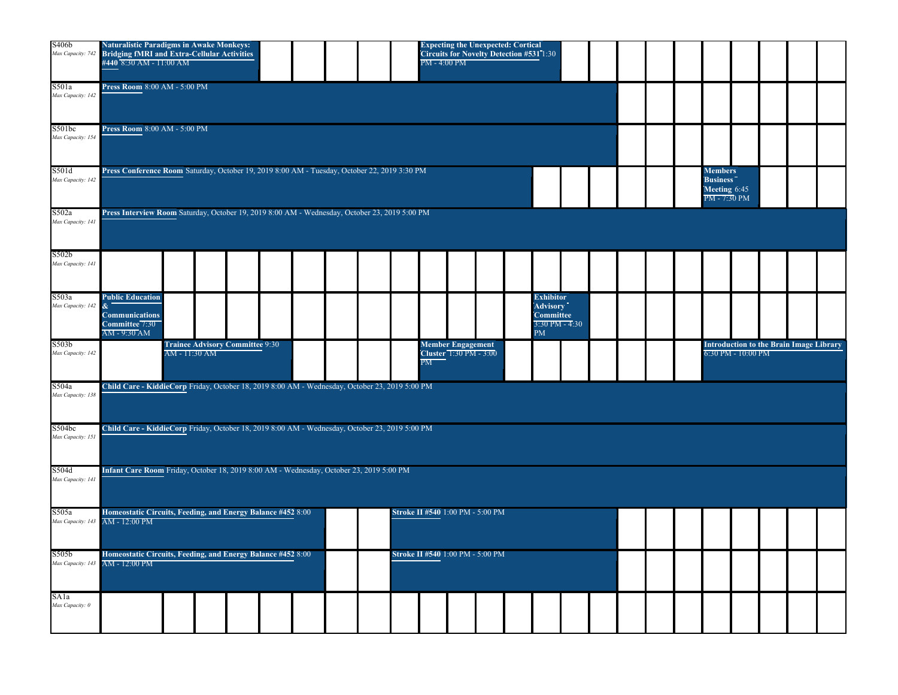| Room | Events |
|---|---|
| S406b *Max Capacity: 742* | **Naturalistic Paradigms in Awake Monkeys: Bridging fMRI and Extra-Cellular Activities #440** 8:30 AM - 11:00 AM; **Expecting the Unexpected: Cortical Circuits for Novelty Detection #531** 1:30 PM - 4:00 PM |
| S501a *Max Capacity: 142* | **Press Room** 8:00 AM - 5:00 PM |
| S501bc *Max Capacity: 154* | **Press Room** 8:00 AM - 5:00 PM |
| S501d *Max Capacity: 142* | **Press Conference Room** Saturday, October 19, 2019 8:00 AM - Tuesday, October 22, 2019 3:30 PM; **Members Business Meeting** 6:45 PM - 7:30 PM |
| S502a *Max Capacity: 141* | **Press Interview Room** Saturday, October 19, 2019 8:00 AM - Wednesday, October 23, 2019 5:00 PM |
| S502b *Max Capacity: 141* | |
| S503a *Max Capacity: 142* | **Public Education & Communications Committee** 7:30 AM - 9:30 AM; **Exhibitor Advisory Committee** 3:30 PM - 4:30 PM |
| S503b *Max Capacity: 142* | **Trainee Advisory Committee** 9:30 AM - 11:30 AM; **Member Engagement Cluster** 1:30 PM - 3:00 PM; **Introduction to the Brain Image Library** 6:30 PM - 10:00 PM |
| S504a *Max Capacity: 138* | **Child Care - KiddieCorp** Friday, October 18, 2019 8:00 AM - Wednesday, October 23, 2019 5:00 PM |
| S504bc *Max Capacity: 151* | **Child Care - KiddieCorp** Friday, October 18, 2019 8:00 AM - Wednesday, October 23, 2019 5:00 PM |
| S504d *Max Capacity: 141* | **Infant Care Room** Friday, October 18, 2019 8:00 AM - Wednesday, October 23, 2019 5:00 PM |
| S505a *Max Capacity: 143* | **Homeostatic Circuits, Feeding, and Energy Balance #452** 8:00 AM - 12:00 PM; **Stroke II #540** 1:00 PM - 5:00 PM |
| S505b *Max Capacity: 143* | **Homeostatic Circuits, Feeding, and Energy Balance #452** 8:00 AM - 12:00 PM; **Stroke II #540** 1:00 PM - 5:00 PM |
| SA1a *Max Capacity: 0* | |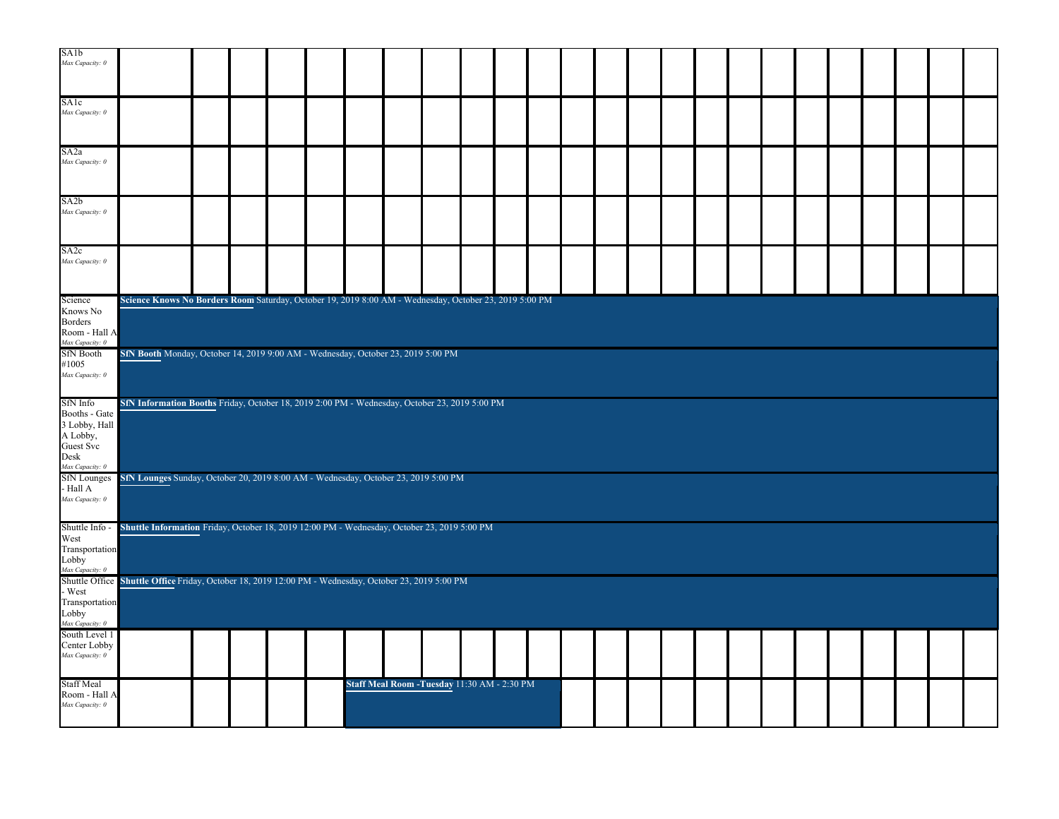| Room | | | | | | | | | | | | | | | | | | | | | | | |
|---|---|---|---|---|---|---|---|---|---|---|---|---|---|---|---|---|---|---|---|---|---|---|---|
| SA1b *Max Capacity: 0* | | | | | | | | | | | | | | | | | | | | | | | |
| SA1c *Max Capacity: 0* | | | | | | | | | | | | | | | | | | | | | | | |
| SA2a *Max Capacity: 0* | | | | | | | | | | | | | | | | | | | | | | | |
| SA2b *Max Capacity: 0* | | | | | | | | | | | | | | | | | | | | | | | |
| SA2c *Max Capacity: 0* | | | | | | | | | | | | | | | | | | | | | | | |
| Science Knows No Borders Room - Hall A *Max Capacity: 0* | **Science Knows No Borders Room** Saturday, October 19, 2019 8:00 AM - Wednesday, October 23, 2019 5:00 PM | | | | | | | | | | | | | | | | | | | | | | |
| SfN Booth #1005 *Max Capacity: 0* | **SfN Booth** Monday, October 14, 2019 9:00 AM - Wednesday, October 23, 2019 5:00 PM | | | | | | | | | | | | | | | | | | | | | | |
| SfN Info Booths - Gate 3 Lobby, Hall A Lobby, Guest Svc Desk *Max Capacity: 0* | **SfN Information Booths** Friday, October 18, 2019 2:00 PM - Wednesday, October 23, 2019 5:00 PM | | | | | | | | | | | | | | | | | | | | | | |
| SfN Lounges - Hall A *Max Capacity: 0* | **SfN Lounges** Sunday, October 20, 2019 8:00 AM - Wednesday, October 23, 2019 5:00 PM | | | | | | | | | | | | | | | | | | | | | | |
| Shuttle Info - West Transportation Lobby *Max Capacity: 0* | **Shuttle Information** Friday, October 18, 2019 12:00 PM - Wednesday, October 23, 2019 5:00 PM | | | | | | | | | | | | | | | | | | | | | | |
| Shuttle Office - West Transportation Lobby *Max Capacity: 0* | **Shuttle Office** Friday, October 18, 2019 12:00 PM - Wednesday, October 23, 2019 5:00 PM | | | | | | | | | | | | | | | | | | | | | | |
| South Level 1 Center Lobby *Max Capacity: 0* | | | | | | | | | | | | | | | | | | | | | | | |
| Staff Meal Room - Hall A *Max Capacity: 0* | | | | | | **Staff Meal Room -Tuesday** 11:30 AM - 2:30 PM | | | | | | | | | | | | | | | | | |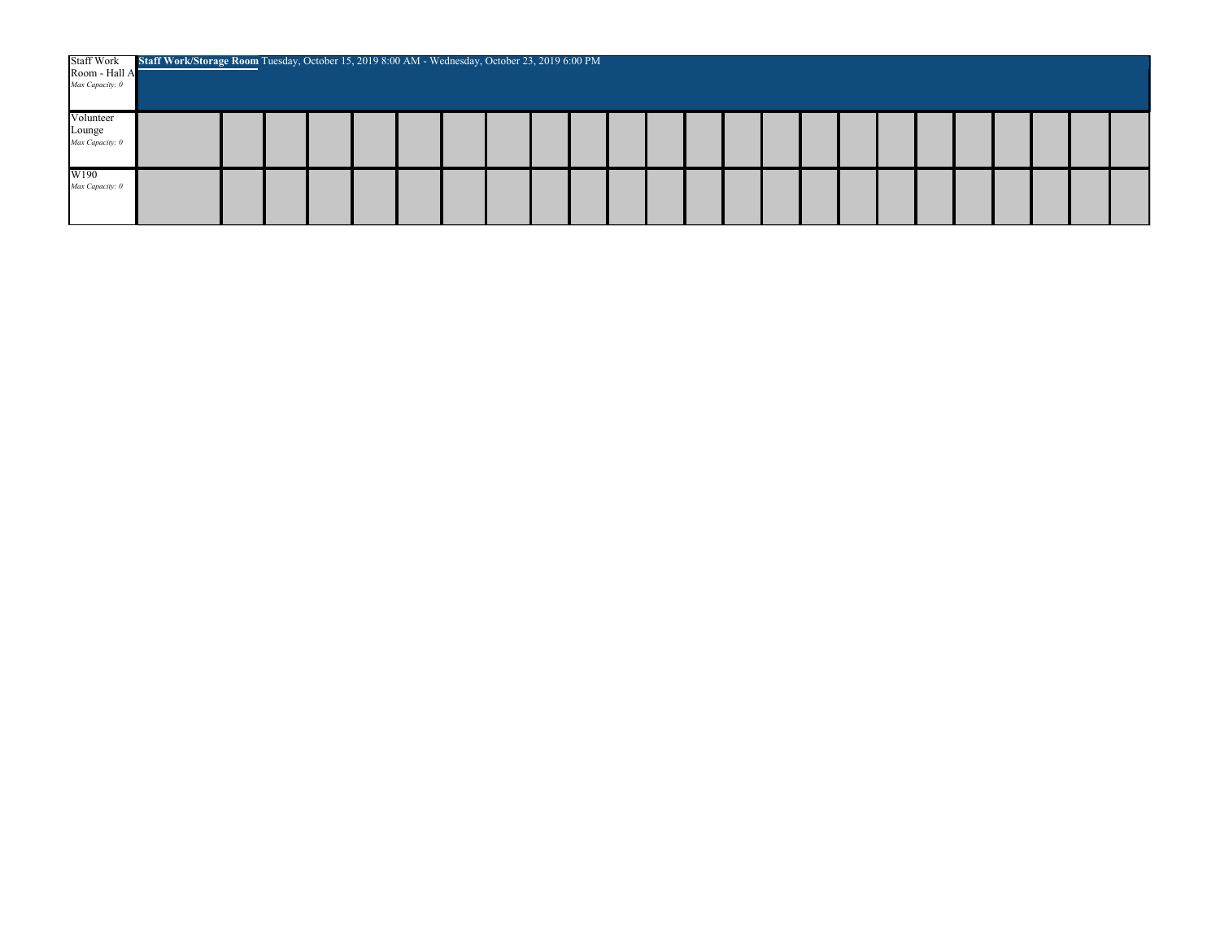| | |
|---|---|
| Staff Work Room - Hall A *Max Capacity: 0* | **Staff Work/Storage Room** Tuesday, October 15, 2019 8:00 AM - Wednesday, October 23, 2019 6:00 PM |
| Volunteer Lounge *Max Capacity: 0* | |
| W190 *Max Capacity: 0* | |